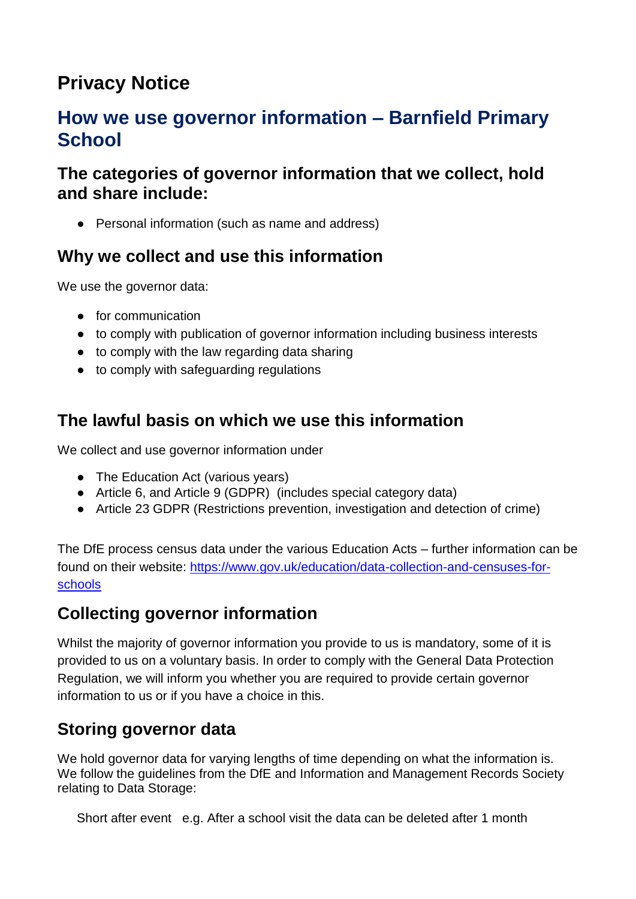# Privacy Notice

## How we use governor information – Barnfield Primary School

### The categories of governor information that we collect, hold and share include:

- Personal information (such as name and address)

### Why we collect and use this information

We use the governor data:

- for communication
- to comply with publication of governor information including business interests
- to comply with the law regarding data sharing
- to comply with safeguarding regulations

### The lawful basis on which we use this information

We collect and use governor information under

- The Education Act (various years)
- Article 6, and Article 9 (GDPR) (includes special category data)
- Article 23 GDPR (Restrictions prevention, investigation and detection of crime)

The DfE process census data under the various Education Acts – further information can be found on their website: [https://www.gov.uk/education/data-collection-and-censuses-for-schools](https://www.gov.uk/education/data-collection-and-censuses-for-schools)

### Collecting governor information

Whilst the majority of governor information you provide to us is mandatory, some of it is provided to us on a voluntary basis. In order to comply with the General Data Protection Regulation, we will inform you whether you are required to provide certain governor information to us or if you have a choice in this.

### Storing governor data

We hold governor data for varying lengths of time depending on what the information is. We follow the guidelines from the DfE and Information and Management Records Society relating to Data Storage:

Short after event e.g. After a school visit the data can be deleted after 1 month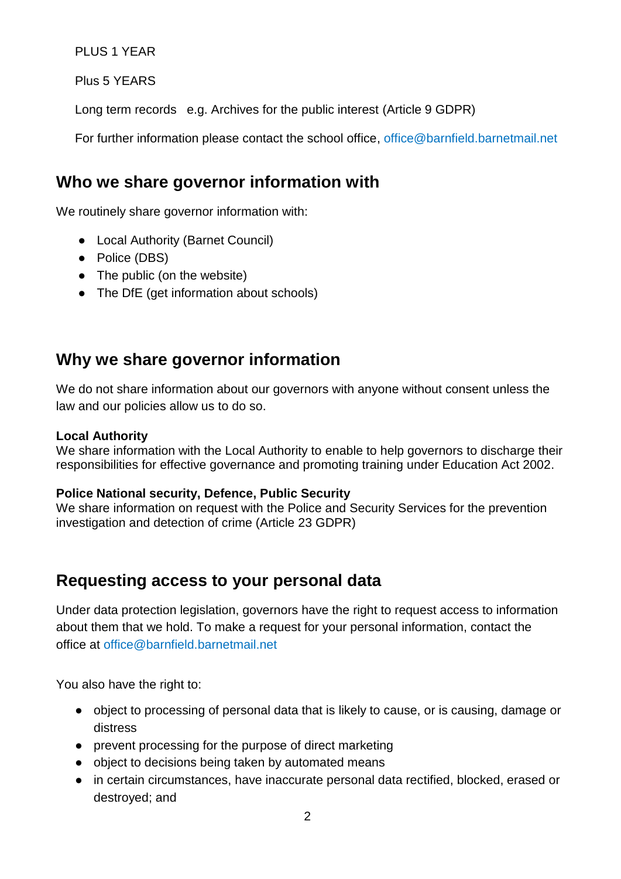PLUS 1 YEAR

Plus 5 YEARS

Long term records   e.g. Archives for the public interest (Article 9 GDPR)

For further information please contact the school office, office@barnfield.barnetmail.net

## Who we share governor information with

We routinely share governor information with:

- Local Authority (Barnet Council)
- Police (DBS)
- The public (on the website)
- The DfE (get information about schools)

## Why we share governor information

We do not share information about our governors with anyone without consent unless the law and our policies allow us to do so.

**Local Authority**
We share information with the Local Authority to enable to help governors to discharge their responsibilities for effective governance and promoting training under Education Act 2002.

**Police National security, Defence, Public Security**
We share information on request with the Police and Security Services for the prevention investigation and detection of crime (Article 23 GDPR)

## Requesting access to your personal data

Under data protection legislation, governors have the right to request access to information about them that we hold. To make a request for your personal information, contact the office at office@barnfield.barnetmail.net

You also have the right to:

- object to processing of personal data that is likely to cause, or is causing, damage or distress
- prevent processing for the purpose of direct marketing
- object to decisions being taken by automated means
- in certain circumstances, have inaccurate personal data rectified, blocked, erased or destroyed; and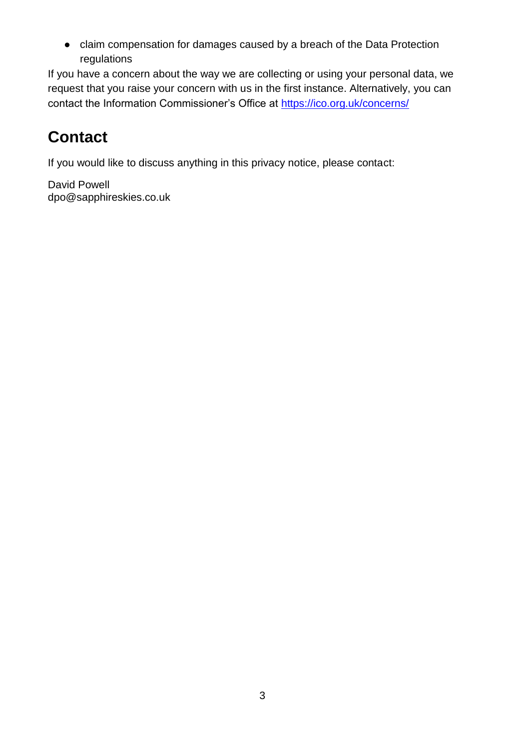- claim compensation for damages caused by a breach of the Data Protection regulations

If you have a concern about the way we are collecting or using your personal data, we request that you raise your concern with us in the first instance. Alternatively, you can contact the Information Commissioner's Office at https://ico.org.uk/concerns/

## Contact

If you would like to discuss anything in this privacy notice, please contact:

David Powell
dpo@sapphireskies.co.uk